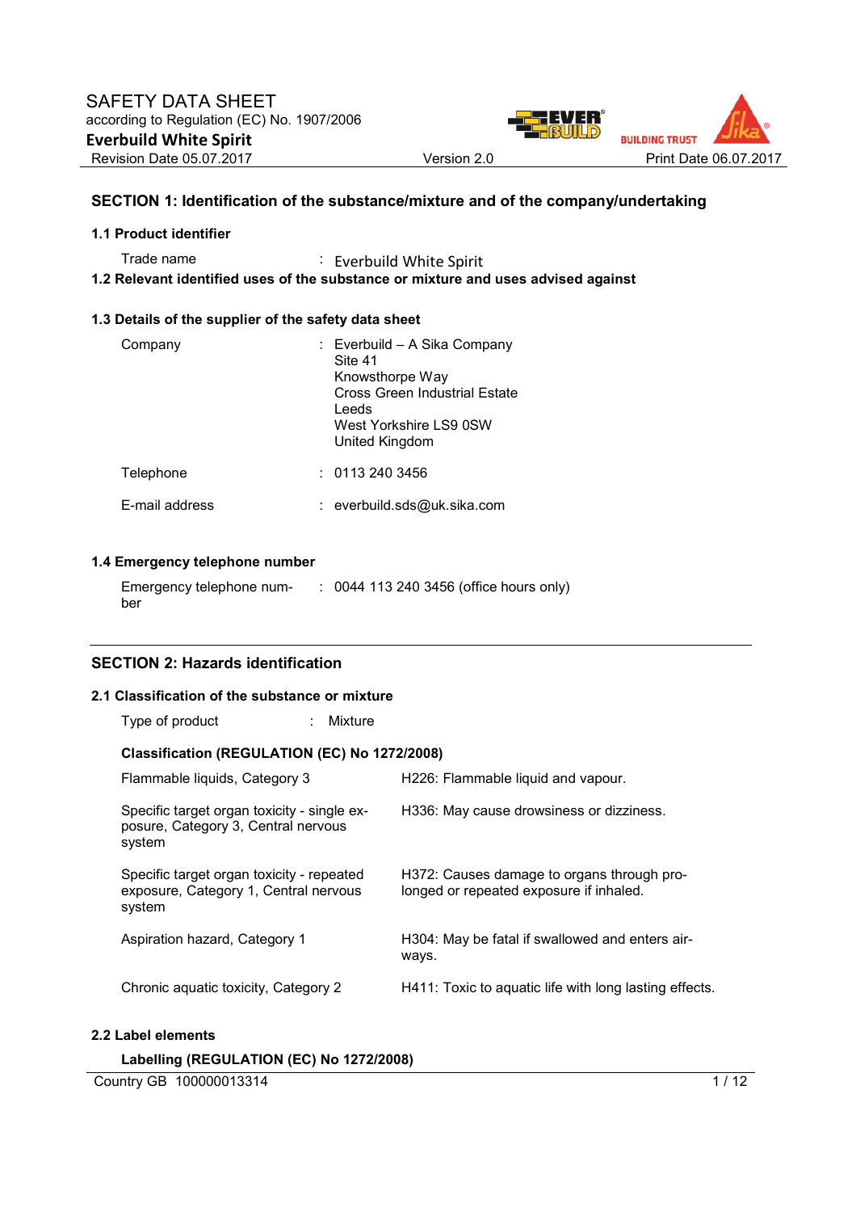SAFETY DATA SHEET
according to Regulation (EC) No. 1907/2006

**Everbuild White Spirit**

Revision Date 05.07.2017 | Version 2.0 | Print Date 06.07.2017

## SECTION 1: Identification of the substance/mixture and of the company/undertaking

### 1.1 Product identifier

Trade name : Everbuild White Spirit

### 1.2 Relevant identified uses of the substance or mixture and uses advised against

### 1.3 Details of the supplier of the safety data sheet

Company : Everbuild – A Sika Company
Site 41
Knowsthorpe Way
Cross Green Industrial Estate
Leeds
West Yorkshire LS9 0SW
United Kingdom

Telephone : 0113 240 3456

E-mail address : everbuild.sds@uk.sika.com

### 1.4 Emergency telephone number

Emergency telephone number : 0044 113 240 3456 (office hours only)

## SECTION 2: Hazards identification

### 2.1 Classification of the substance or mixture

Type of product : Mixture

**Classification (REGULATION (EC) No 1272/2008)**

| Classification | Hazard statement |
|---|---|
| Flammable liquids, Category 3 | H226: Flammable liquid and vapour. |
| Specific target organ toxicity - single exposure, Category 3, Central nervous system | H336: May cause drowsiness or dizziness. |
| Specific target organ toxicity - repeated exposure, Category 1, Central nervous system | H372: Causes damage to organs through prolonged or repeated exposure if inhaled. |
| Aspiration hazard, Category 1 | H304: May be fatal if swallowed and enters airways. |
| Chronic aquatic toxicity, Category 2 | H411: Toxic to aquatic life with long lasting effects. |

### 2.2 Label elements

**Labelling (REGULATION (EC) No 1272/2008)**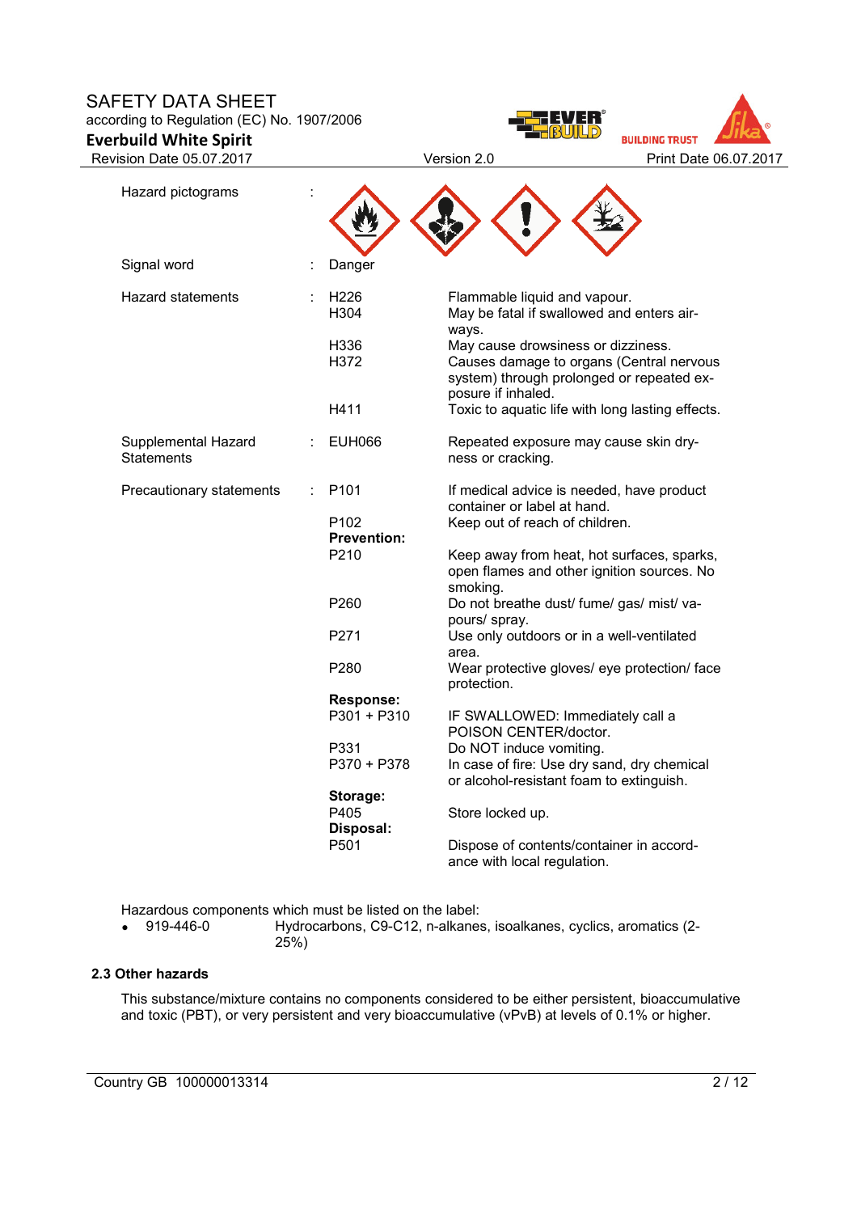| | | | |
|---|---|---|---|
| Hazard pictograms | : | | |
| Signal word | : | Danger | |
| Hazard statements | : | H226 | Flammable liquid and vapour. |
| | | H304 | May be fatal if swallowed and enters airways. |
| | | H336 | May cause drowsiness or dizziness. |
| | | H372 | Causes damage to organs (Central nervous system) through prolonged or repeated exposure if inhaled. |
| | | H411 | Toxic to aquatic life with long lasting effects. |
| Supplemental Hazard Statements | : | EUH066 | Repeated exposure may cause skin dryness or cracking. |
| Precautionary statements | : | P101 | If medical advice is needed, have product container or label at hand. |
| | | P102 | Keep out of reach of children. |
| | | **Prevention:** | |
| | | P210 | Keep away from heat, hot surfaces, sparks, open flames and other ignition sources. No smoking. |
| | | P260 | Do not breathe dust/ fume/ gas/ mist/ vapours/ spray. |
| | | P271 | Use only outdoors or in a well-ventilated area. |
| | | P280 | Wear protective gloves/ eye protection/ face protection. |
| | | **Response:** | |
| | | P301 + P310 | IF SWALLOWED: Immediately call a POISON CENTER/doctor. |
| | | P331 | Do NOT induce vomiting. |
| | | P370 + P378 | In case of fire: Use dry sand, dry chemical or alcohol-resistant foam to extinguish. |
| | | **Storage:** | |
| | | P405 | Store locked up. |
| | | **Disposal:** | |
| | | P501 | Dispose of contents/container in accordance with local regulation. |

Hazardous components which must be listed on the label:

- 919-446-0 Hydrocarbons, C9-C12, n-alkanes, isoalkanes, cyclics, aromatics (2-25%)

### 2.3 Other hazards

This substance/mixture contains no components considered to be either persistent, bioaccumulative and toxic (PBT), or very persistent and very bioaccumulative (vPvB) at levels of 0.1% or higher.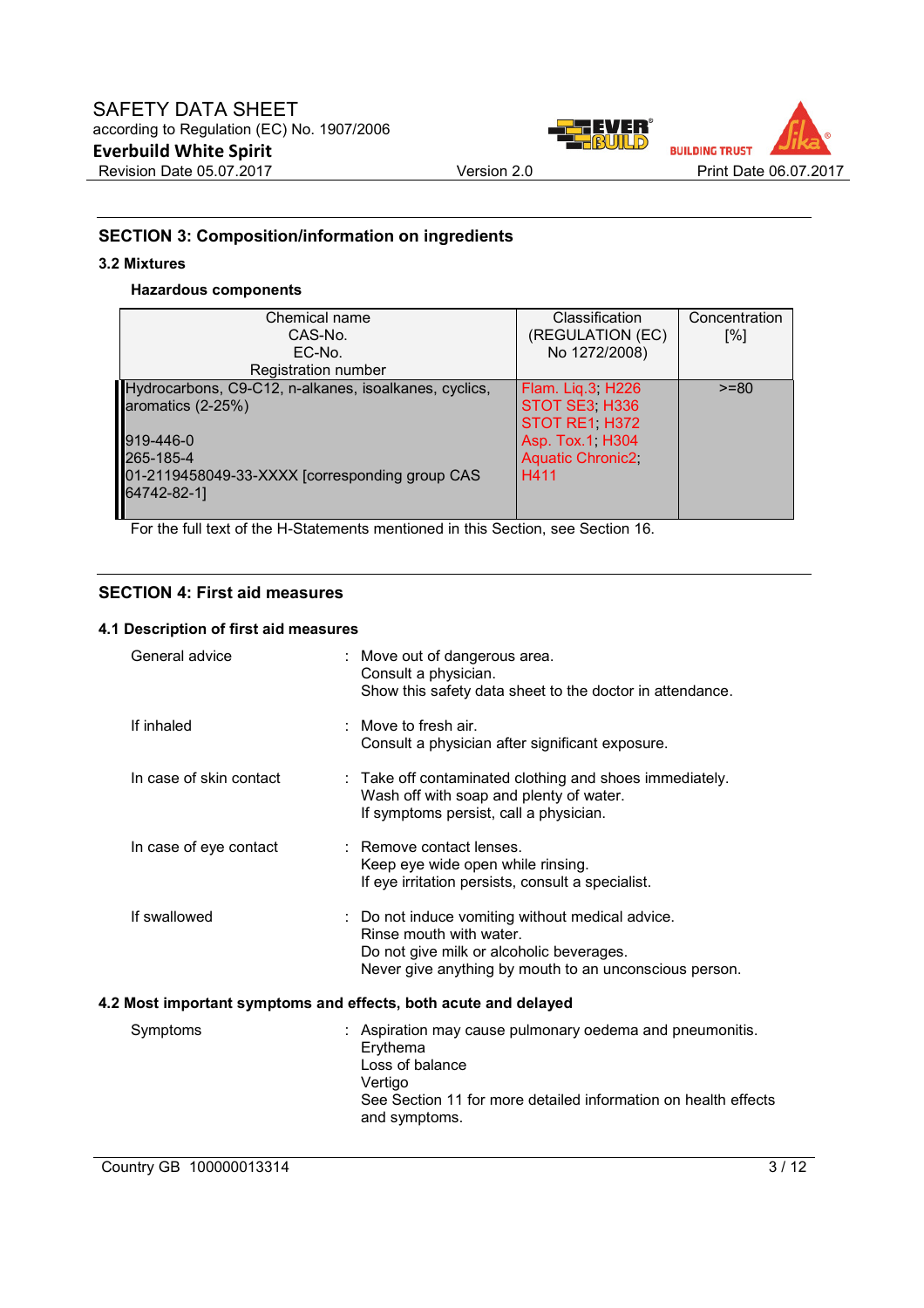## SECTION 3: Composition/information on ingredients

### 3.2 Mixtures

**Hazardous components**

| Chemical name<br>CAS-No.<br>EC-No.<br>Registration number | Classification<br>(REGULATION (EC)<br>No 1272/2008) | Concentration<br>[%] |
|---|---|---|
| Hydrocarbons, C9-C12, n-alkanes, isoalkanes, cyclics, aromatics (2-25%)<br><br>919-446-0<br>265-185-4<br>01-2119458049-33-XXXX [corresponding group CAS 64742-82-1] | Flam. Liq.3; H226<br>STOT SE3; H336<br>STOT RE1; H372<br>Asp. Tox.1; H304<br>Aquatic Chronic2;<br>H411 | >=80 |

For the full text of the H-Statements mentioned in this Section, see Section 16.

## SECTION 4: First aid measures

### 4.1 Description of first aid measures

General advice : Move out of dangerous area.
Consult a physician.
Show this safety data sheet to the doctor in attendance.

If inhaled : Move to fresh air.
Consult a physician after significant exposure.

In case of skin contact : Take off contaminated clothing and shoes immediately.
Wash off with soap and plenty of water.
If symptoms persist, call a physician.

In case of eye contact : Remove contact lenses.
Keep eye wide open while rinsing.
If eye irritation persists, consult a specialist.

If swallowed : Do not induce vomiting without medical advice.
Rinse mouth with water.
Do not give milk or alcoholic beverages.
Never give anything by mouth to an unconscious person.

### 4.2 Most important symptoms and effects, both acute and delayed

Symptoms : Aspiration may cause pulmonary oedema and pneumonitis.
Erythema
Loss of balance
Vertigo
See Section 11 for more detailed information on health effects and symptoms.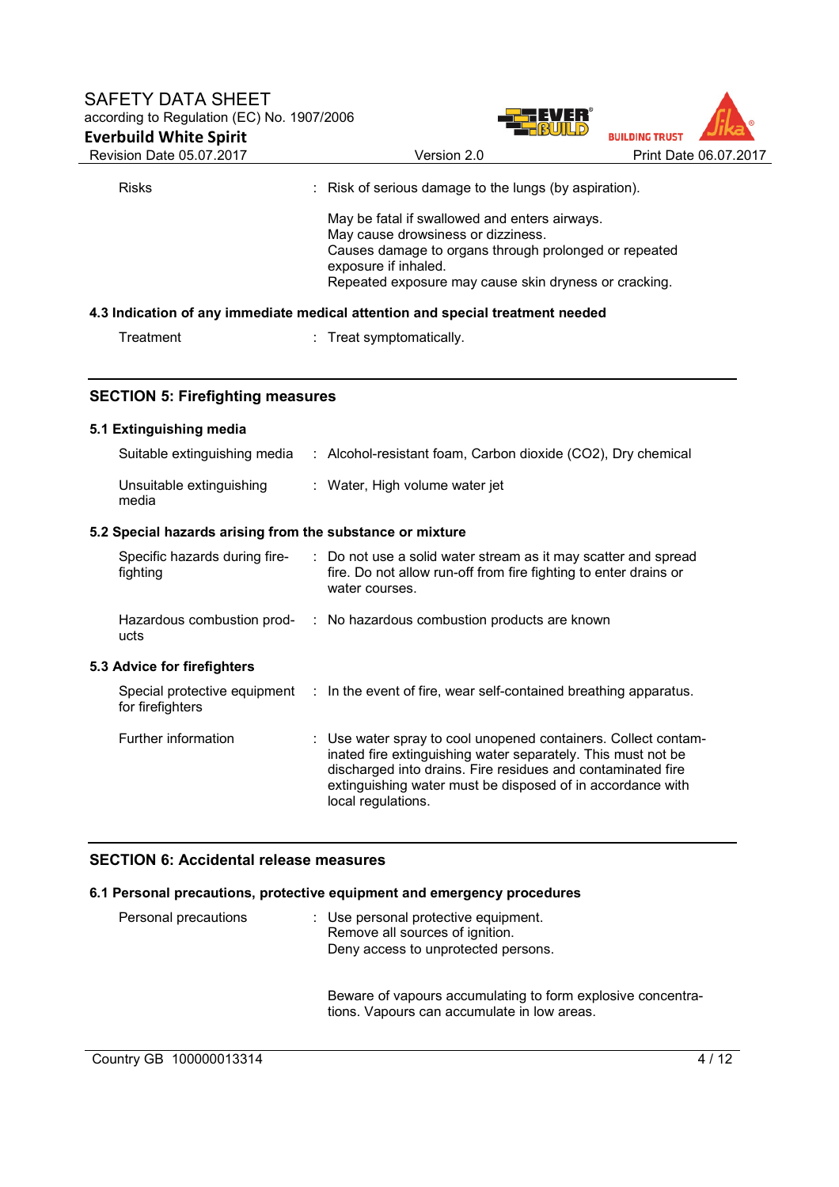| | | |
|---|---|---|
| Risks | : | Risk of serious damage to the lungs (by aspiration).<br><br>May be fatal if swallowed and enters airways.<br>May cause drowsiness or dizziness.<br>Causes damage to organs through prolonged or repeated exposure if inhaled.<br>Repeated exposure may cause skin dryness or cracking. |

### 4.3 Indication of any immediate medical attention and special treatment needed

| | | |
|---|---|---|
| Treatment | : | Treat symptomatically. |

## SECTION 5: Firefighting measures

### 5.1 Extinguishing media

| | | |
|---|---|---|
| Suitable extinguishing media | : | Alcohol-resistant foam, Carbon dioxide (CO2), Dry chemical |
| Unsuitable extinguishing media | : | Water, High volume water jet |

### 5.2 Special hazards arising from the substance or mixture

| | | |
|---|---|---|
| Specific hazards during fire-fighting | : | Do not use a solid water stream as it may scatter and spread fire. Do not allow run-off from fire fighting to enter drains or water courses. |
| Hazardous combustion products | : | No hazardous combustion products are known |

### 5.3 Advice for firefighters

| | | |
|---|---|---|
| Special protective equipment for firefighters | : | In the event of fire, wear self-contained breathing apparatus. |
| Further information | : | Use water spray to cool unopened containers. Collect contaminated fire extinguishing water separately. This must not be discharged into drains. Fire residues and contaminated fire extinguishing water must be disposed of in accordance with local regulations. |

## SECTION 6: Accidental release measures

### 6.1 Personal precautions, protective equipment and emergency procedures

| | | |
|---|---|---|
| Personal precautions | : | Use personal protective equipment.<br>Remove all sources of ignition.<br>Deny access to unprotected persons.<br><br>Beware of vapours accumulating to form explosive concentrations. Vapours can accumulate in low areas. |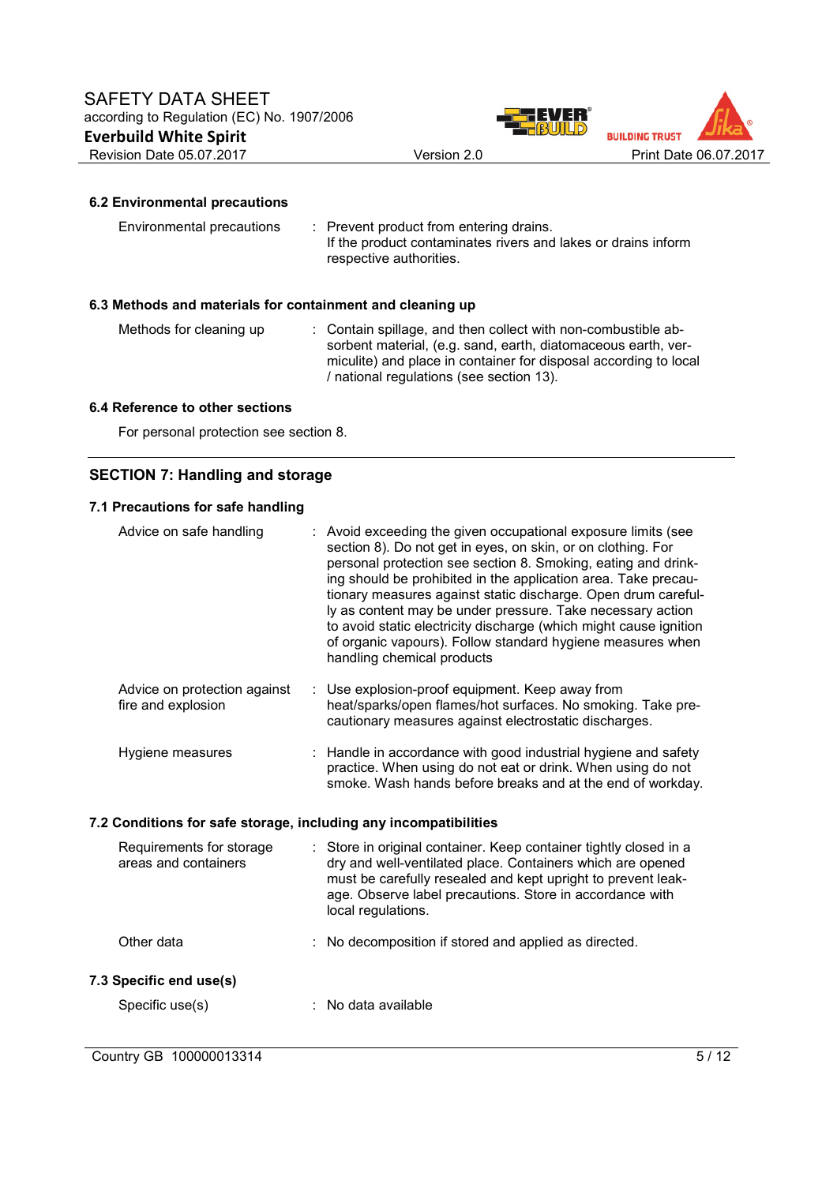### 6.2 Environmental precautions

| | |
|---|---|
| Environmental precautions | : Prevent product from entering drains. If the product contaminates rivers and lakes or drains inform respective authorities. |

### 6.3 Methods and materials for containment and cleaning up

| | |
|---|---|
| Methods for cleaning up | : Contain spillage, and then collect with non-combustible absorbent material, (e.g. sand, earth, diatomaceous earth, vermiculite) and place in container for disposal according to local / national regulations (see section 13). |

### 6.4 Reference to other sections

For personal protection see section 8.

## SECTION 7: Handling and storage

### 7.1 Precautions for safe handling

| | |
|---|---|
| Advice on safe handling | : Avoid exceeding the given occupational exposure limits (see section 8). Do not get in eyes, on skin, or on clothing. For personal protection see section 8. Smoking, eating and drinking should be prohibited in the application area. Take precautionary measures against static discharge. Open drum carefully as content may be under pressure. Take necessary action to avoid static electricity discharge (which might cause ignition of organic vapours). Follow standard hygiene measures when handling chemical products |
| Advice on protection against fire and explosion | : Use explosion-proof equipment. Keep away from heat/sparks/open flames/hot surfaces. No smoking. Take precautionary measures against electrostatic discharges. |
| Hygiene measures | : Handle in accordance with good industrial hygiene and safety practice. When using do not eat or drink. When using do not smoke. Wash hands before breaks and at the end of workday. |

### 7.2 Conditions for safe storage, including any incompatibilities

| | |
|---|---|
| Requirements for storage areas and containers | : Store in original container. Keep container tightly closed in a dry and well-ventilated place. Containers which are opened must be carefully resealed and kept upright to prevent leakage. Observe label precautions. Store in accordance with local regulations. |
| Other data | : No decomposition if stored and applied as directed. |

### 7.3 Specific end use(s)

| | |
|---|---|
| Specific use(s) | : No data available |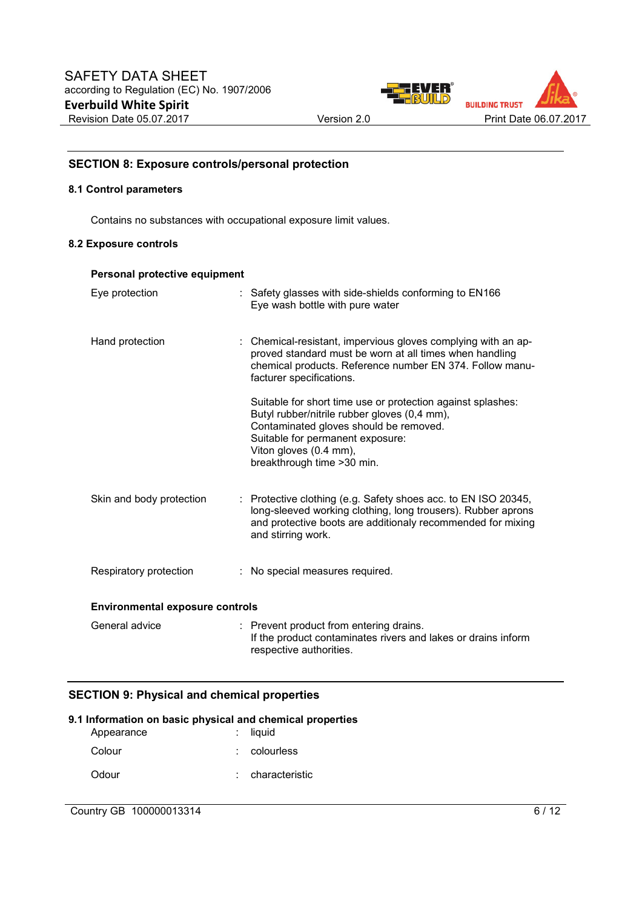## SECTION 8: Exposure controls/personal protection

### 8.1 Control parameters

Contains no substances with occupational exposure limit values.

### 8.2 Exposure controls

**Personal protective equipment**

| | |
|---|---|
| Eye protection | : Safety glasses with side-shields conforming to EN166<br>Eye wash bottle with pure water |
| Hand protection | : Chemical-resistant, impervious gloves complying with an approved standard must be worn at all times when handling chemical products. Reference number EN 374. Follow manufacturer specifications.<br><br>Suitable for short time use or protection against splashes:<br>Butyl rubber/nitrile rubber gloves (0,4 mm),<br>Contaminated gloves should be removed.<br>Suitable for permanent exposure:<br>Viton gloves (0.4 mm),<br>breakthrough time >30 min. |
| Skin and body protection | : Protective clothing (e.g. Safety shoes acc. to EN ISO 20345, long-sleeved working clothing, long trousers). Rubber aprons and protective boots are additionaly recommended for mixing and stirring work. |
| Respiratory protection | : No special measures required. |

**Environmental exposure controls**

| | |
|---|---|
| General advice | : Prevent product from entering drains.<br>If the product contaminates rivers and lakes or drains inform respective authorities. |

## SECTION 9: Physical and chemical properties

### 9.1 Information on basic physical and chemical properties

| | |
|---|---|
| Appearance | : liquid |
| Colour | : colourless |
| Odour | : characteristic |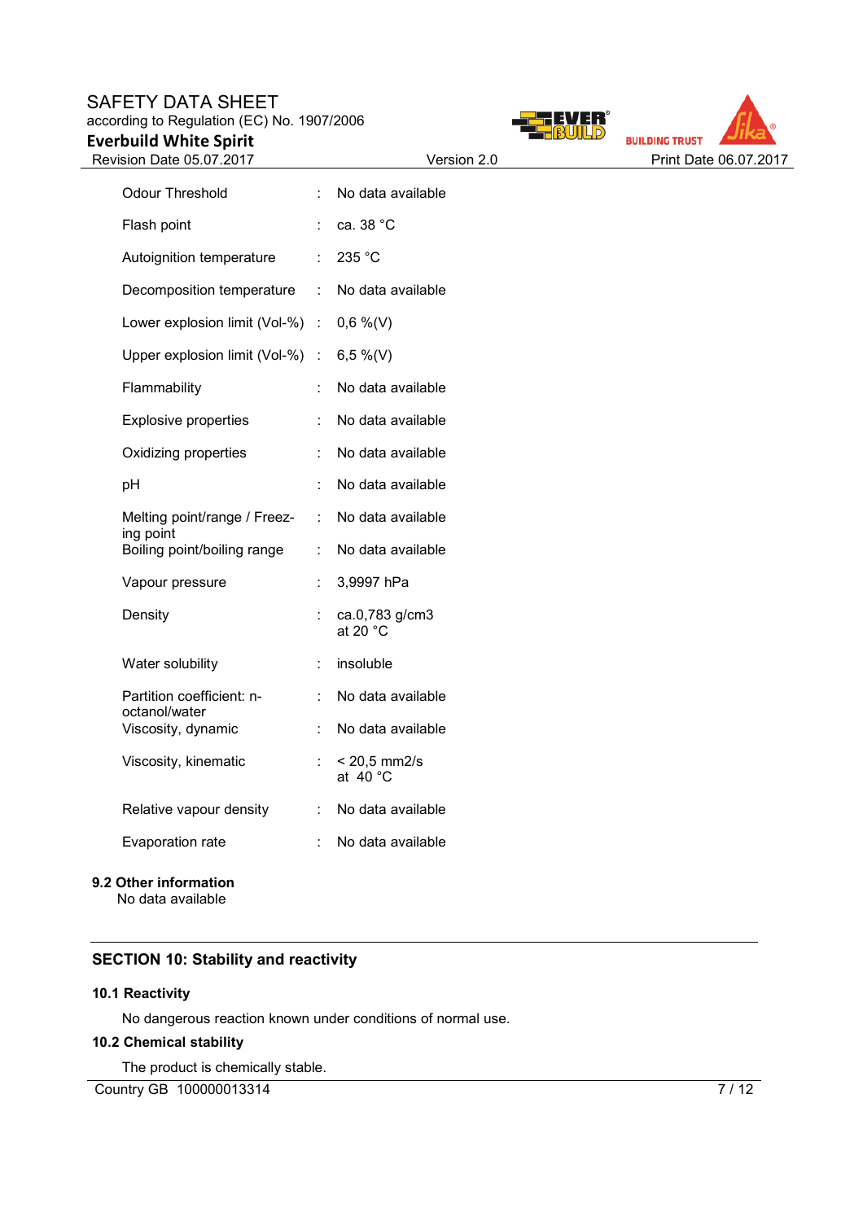| Property | | Value |
|---|---|---|
| Odour Threshold | : | No data available |
| Flash point | : | ca. 38 °C |
| Autoignition temperature | : | 235 °C |
| Decomposition temperature | : | No data available |
| Lower explosion limit (Vol-%) | : | 0,6 %(V) |
| Upper explosion limit (Vol-%) | : | 6,5 %(V) |
| Flammability | : | No data available |
| Explosive properties | : | No data available |
| Oxidizing properties | : | No data available |
| pH | : | No data available |
| Melting point/range / Freezing point | : | No data available |
| Boiling point/boiling range | : | No data available |
| Vapour pressure | : | 3,9997 hPa |
| Density | : | ca.0,783 g/cm3 at 20 °C |
| Water solubility | : | insoluble |
| Partition coefficient: n-octanol/water | : | No data available |
| Viscosity, dynamic | : | No data available |
| Viscosity, kinematic | : | < 20,5 mm2/s at 40 °C |
| Relative vapour density | : | No data available |
| Evaporation rate | : | No data available |

### 9.2 Other information

No data available

## SECTION 10: Stability and reactivity

### 10.1 Reactivity

No dangerous reaction known under conditions of normal use.

### 10.2 Chemical stability

The product is chemically stable.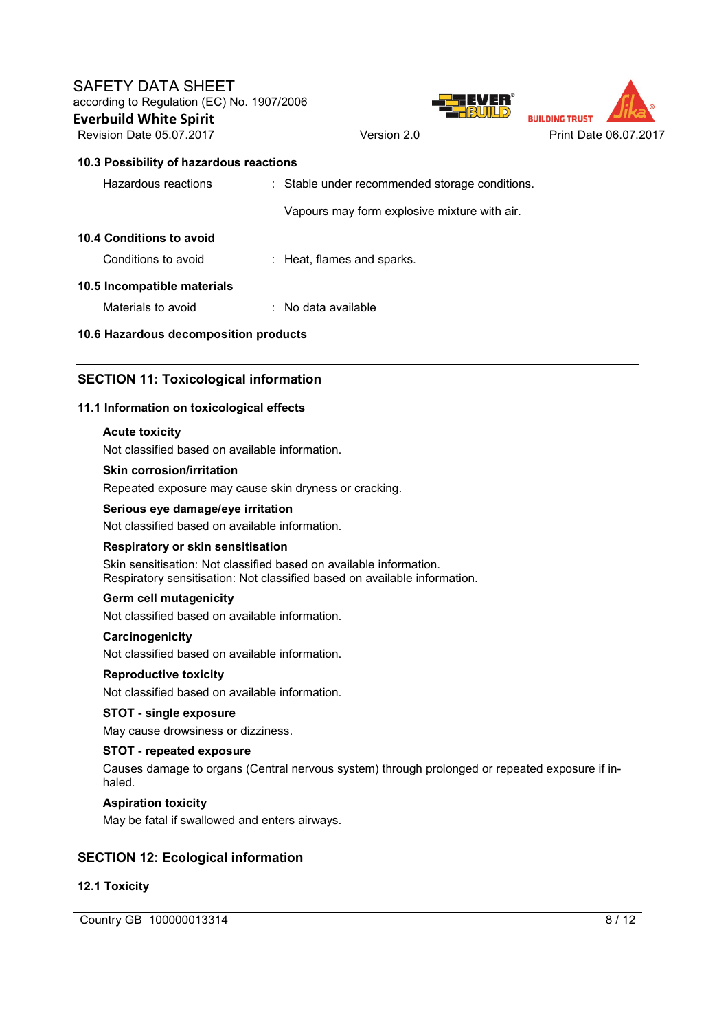### 10.3 Possibility of hazardous reactions

| | | |
|---|---|---|
| Hazardous reactions | : | Stable under recommended storage conditions. |
| | | Vapours may form explosive mixture with air. |

### 10.4 Conditions to avoid

| | | |
|---|---|---|
| Conditions to avoid | : | Heat, flames and sparks. |

### 10.5 Incompatible materials

| | | |
|---|---|---|
| Materials to avoid | : | No data available |

### 10.6 Hazardous decomposition products

## SECTION 11: Toxicological information

### 11.1 Information on toxicological effects

**Acute toxicity**

Not classified based on available information.

**Skin corrosion/irritation**

Repeated exposure may cause skin dryness or cracking.

**Serious eye damage/eye irritation**

Not classified based on available information.

**Respiratory or skin sensitisation**

Skin sensitisation: Not classified based on available information.
Respiratory sensitisation: Not classified based on available information.

**Germ cell mutagenicity**

Not classified based on available information.

**Carcinogenicity**

Not classified based on available information.

**Reproductive toxicity**

Not classified based on available information.

**STOT - single exposure**

May cause drowsiness or dizziness.

**STOT - repeated exposure**

Causes damage to organs (Central nervous system) through prolonged or repeated exposure if inhaled.

**Aspiration toxicity**

May be fatal if swallowed and enters airways.

## SECTION 12: Ecological information

### 12.1 Toxicity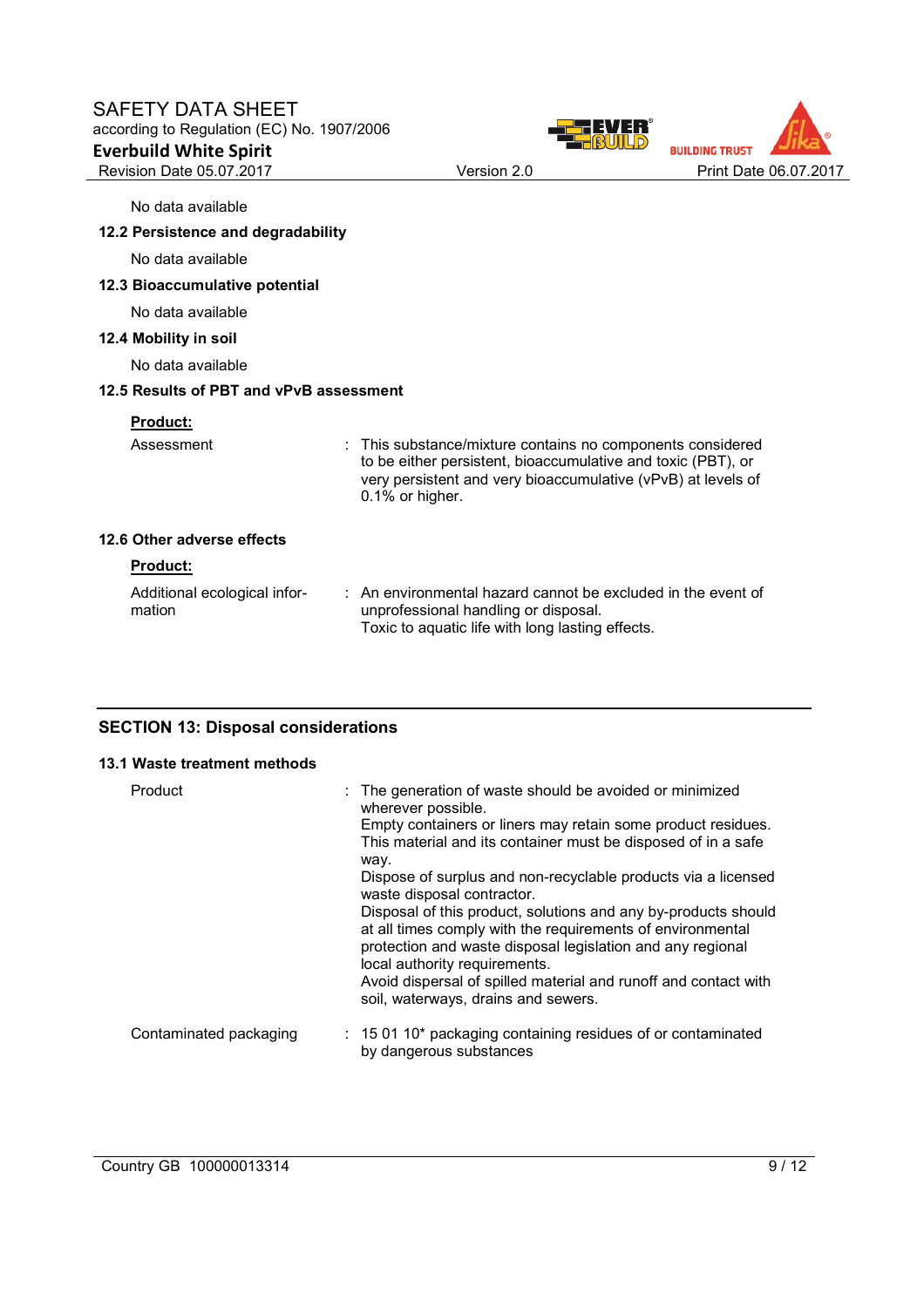No data available

### 12.2 Persistence and degradability

No data available

### 12.3 Bioaccumulative potential

No data available

### 12.4 Mobility in soil

No data available

### 12.5 Results of PBT and vPvB assessment

**Product:**

| | |
|---|---|
| Assessment | : This substance/mixture contains no components considered to be either persistent, bioaccumulative and toxic (PBT), or very persistent and very bioaccumulative (vPvB) at levels of 0.1% or higher. |

### 12.6 Other adverse effects

**Product:**

| | |
|---|---|
| Additional ecological information | : An environmental hazard cannot be excluded in the event of unprofessional handling or disposal.<br>Toxic to aquatic life with long lasting effects. |

## SECTION 13: Disposal considerations

### 13.1 Waste treatment methods

| | |
|---|---|
| Product | : The generation of waste should be avoided or minimized wherever possible.<br>Empty containers or liners may retain some product residues.<br>This material and its container must be disposed of in a safe way.<br>Dispose of surplus and non-recyclable products via a licensed waste disposal contractor.<br>Disposal of this product, solutions and any by-products should at all times comply with the requirements of environmental protection and waste disposal legislation and any regional local authority requirements.<br>Avoid dispersal of spilled material and runoff and contact with soil, waterways, drains and sewers. |
| Contaminated packaging | : 15 01 10* packaging containing residues of or contaminated by dangerous substances |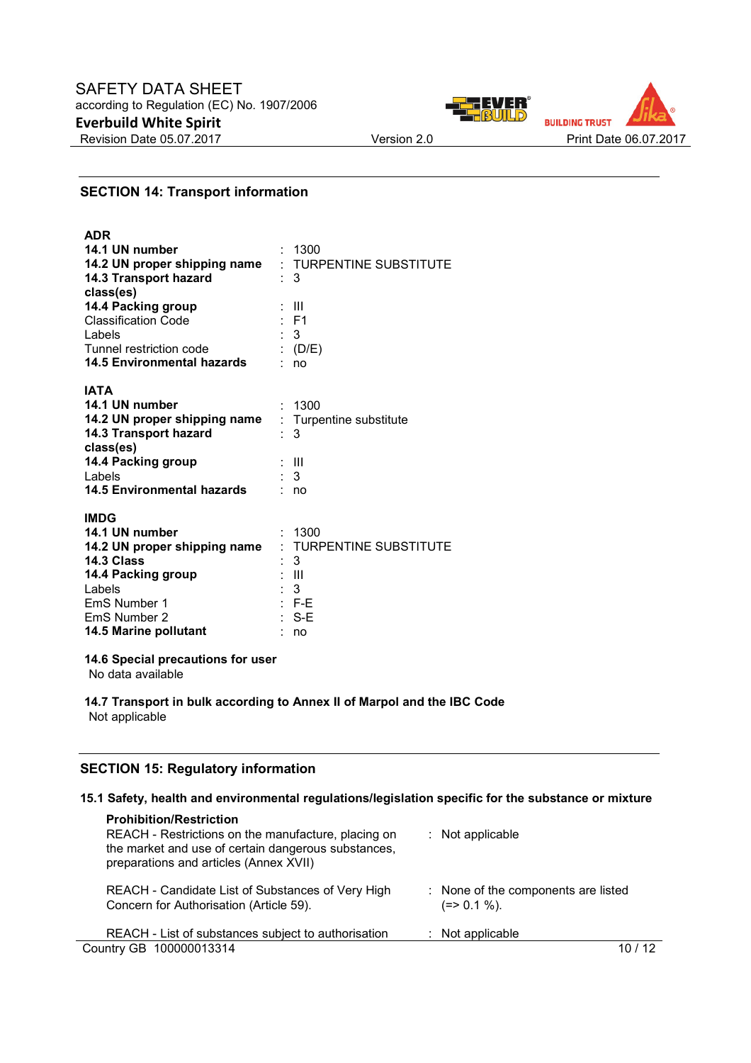## SECTION 14: Transport information

**ADR**

| | |
|---|---|
| **14.1 UN number** | : 1300 |
| **14.2 UN proper shipping name** | : TURPENTINE SUBSTITUTE |
| **14.3 Transport hazard class(es)** | : 3 |
| **14.4 Packing group** | : III |
| Classification Code | : F1 |
| Labels | : 3 |
| Tunnel restriction code | : (D/E) |
| **14.5 Environmental hazards** | : no |

**IATA**

| | |
|---|---|
| **14.1 UN number** | : 1300 |
| **14.2 UN proper shipping name** | : Turpentine substitute |
| **14.3 Transport hazard class(es)** | : 3 |
| **14.4 Packing group** | : III |
| Labels | : 3 |
| **14.5 Environmental hazards** | : no |

**IMDG**

| | |
|---|---|
| **14.1 UN number** | : 1300 |
| **14.2 UN proper shipping name** | : TURPENTINE SUBSTITUTE |
| **14.3 Class** | : 3 |
| **14.4 Packing group** | : III |
| Labels | : 3 |
| EmS Number 1 | : F-E |
| EmS Number 2 | : S-E |
| **14.5 Marine pollutant** | : no |

**14.6 Special precautions for user**

No data available

**14.7 Transport in bulk according to Annex II of Marpol and the IBC Code**

Not applicable

## SECTION 15: Regulatory information

### 15.1 Safety, health and environmental regulations/legislation specific for the substance or mixture

**Prohibition/Restriction**

| | |
|---|---|
| REACH - Restrictions on the manufacture, placing on the market and use of certain dangerous substances, preparations and articles (Annex XVII) | : Not applicable |
| REACH - Candidate List of Substances of Very High Concern for Authorisation (Article 59). | : None of the components are listed (=> 0.1 %). |
| REACH - List of substances subject to authorisation | : Not applicable |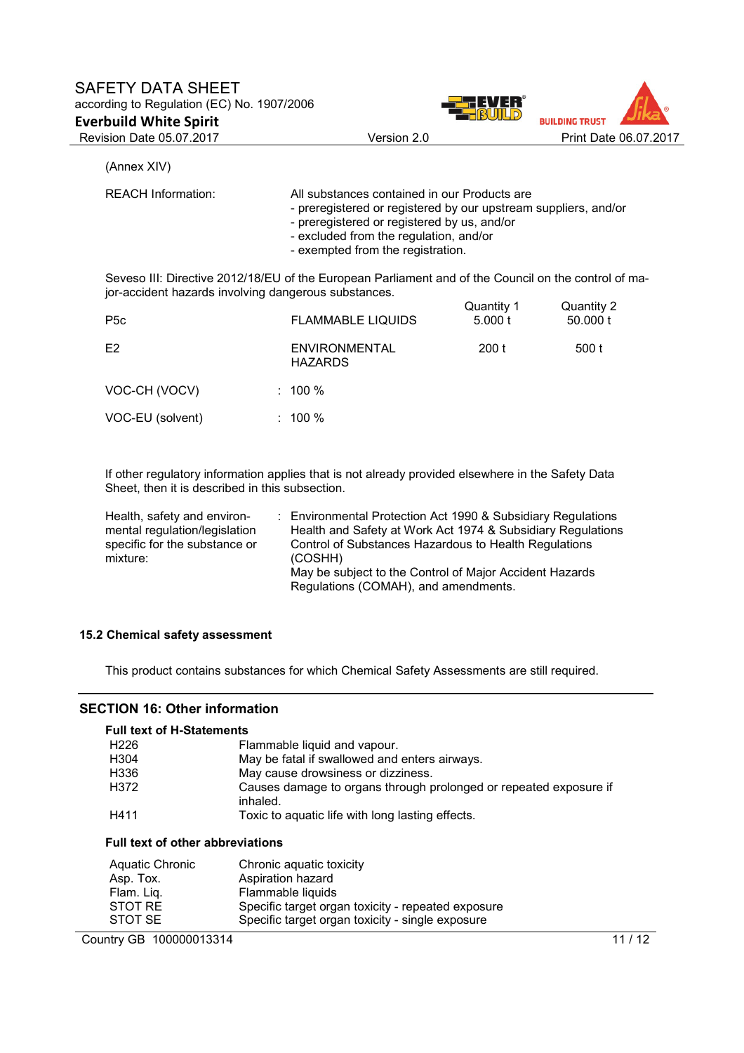(Annex XIV)

REACH Information: All substances contained in our Products are
- preregistered or registered by our upstream suppliers, and/or
- preregistered or registered by us, and/or
- excluded from the regulation, and/or
- exempted from the registration.

Seveso III: Directive 2012/18/EU of the European Parliament and of the Council on the control of major-accident hazards involving dangerous substances.

| | | Quantity 1 | Quantity 2 |
|---|---|---|---|
| P5c | FLAMMABLE LIQUIDS | 5.000 t | 50.000 t |
| E2 | ENVIRONMENTAL HAZARDS | 200 t | 500 t |

VOC-CH (VOCV) : 100 %

VOC-EU (solvent) : 100 %

If other regulatory information applies that is not already provided elsewhere in the Safety Data Sheet, then it is described in this subsection.

Health, safety and environmental regulation/legislation specific for the substance or mixture: Environmental Protection Act 1990 & Subsidiary Regulations
Health and Safety at Work Act 1974 & Subsidiary Regulations
Control of Substances Hazardous to Health Regulations (COSHH)
May be subject to the Control of Major Accident Hazards Regulations (COMAH), and amendments.

### 15.2 Chemical safety assessment

This product contains substances for which Chemical Safety Assessments are still required.

## SECTION 16: Other information

**Full text of H-Statements**

| | |
|---|---|
| H226 | Flammable liquid and vapour. |
| H304 | May be fatal if swallowed and enters airways. |
| H336 | May cause drowsiness or dizziness. |
| H372 | Causes damage to organs through prolonged or repeated exposure if inhaled. |
| H411 | Toxic to aquatic life with long lasting effects. |

**Full text of other abbreviations**

| | |
|---|---|
| Aquatic Chronic | Chronic aquatic toxicity |
| Asp. Tox. | Aspiration hazard |
| Flam. Liq. | Flammable liquids |
| STOT RE | Specific target organ toxicity - repeated exposure |
| STOT SE | Specific target organ toxicity - single exposure |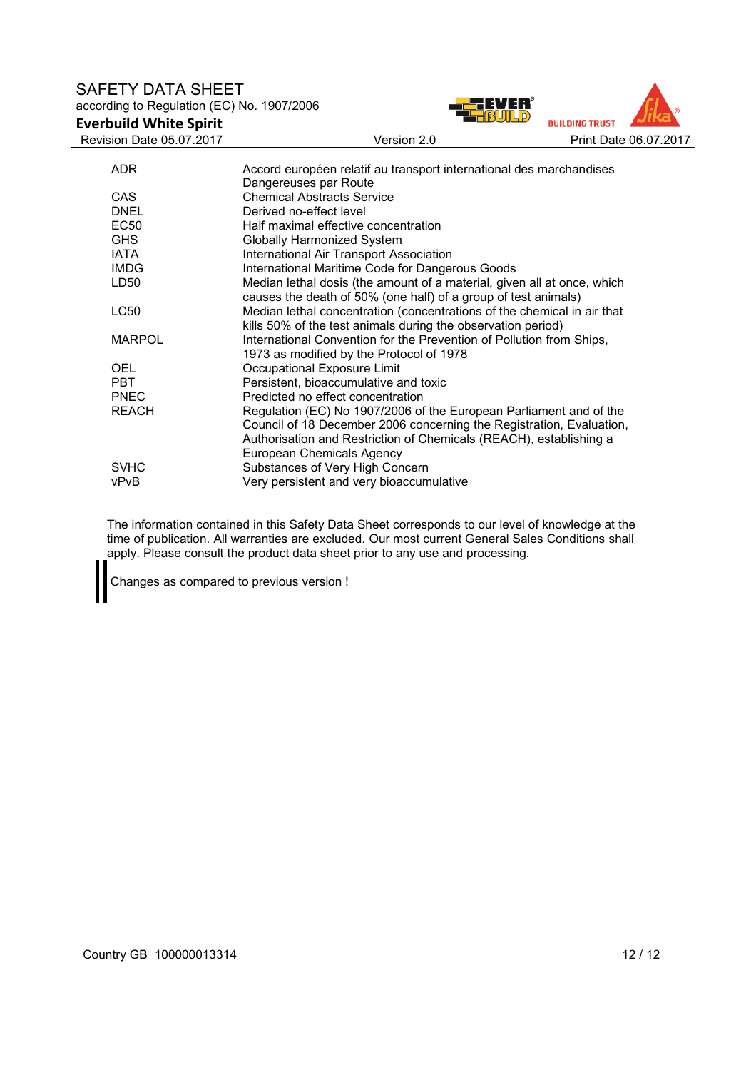| | |
|---|---|
| ADR | Accord européen relatif au transport international des marchandises Dangereuses par Route |
| CAS | Chemical Abstracts Service |
| DNEL | Derived no-effect level |
| EC50 | Half maximal effective concentration |
| GHS | Globally Harmonized System |
| IATA | International Air Transport Association |
| IMDG | International Maritime Code for Dangerous Goods |
| LD50 | Median lethal dosis (the amount of a material, given all at once, which causes the death of 50% (one half) of a group of test animals) |
| LC50 | Median lethal concentration (concentrations of the chemical in air that kills 50% of the test animals during the observation period) |
| MARPOL | International Convention for the Prevention of Pollution from Ships, 1973 as modified by the Protocol of 1978 |
| OEL | Occupational Exposure Limit |
| PBT | Persistent, bioaccumulative and toxic |
| PNEC | Predicted no effect concentration |
| REACH | Regulation (EC) No 1907/2006 of the European Parliament and of the Council of 18 December 2006 concerning the Registration, Evaluation, Authorisation and Restriction of Chemicals (REACH), establishing a European Chemicals Agency |
| SVHC | Substances of Very High Concern |
| vPvB | Very persistent and very bioaccumulative |

The information contained in this Safety Data Sheet corresponds to our level of knowledge at the time of publication. All warranties are excluded. Our most current General Sales Conditions shall apply. Please consult the product data sheet prior to any use and processing.

Changes as compared to previous version !